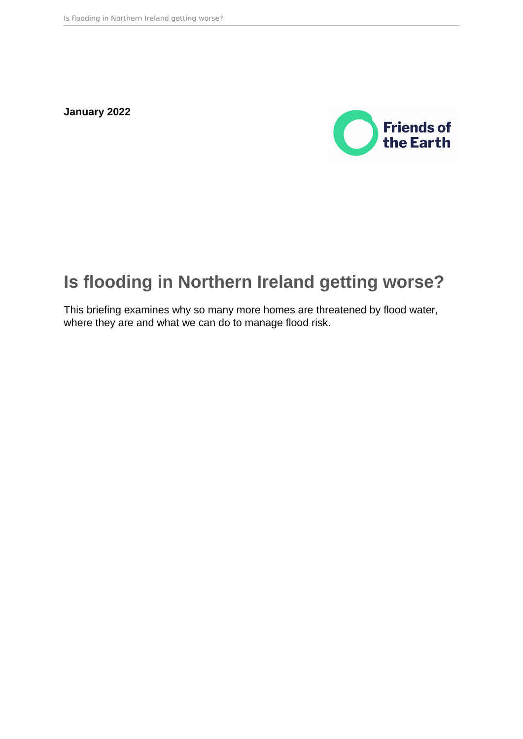**January 2022**

Friends of the Earth

# Is flooding in Northern Ireland getting worse?

This briefing examines why so many more homes are threatened by flood water, where they are and what we can do to manage flood risk.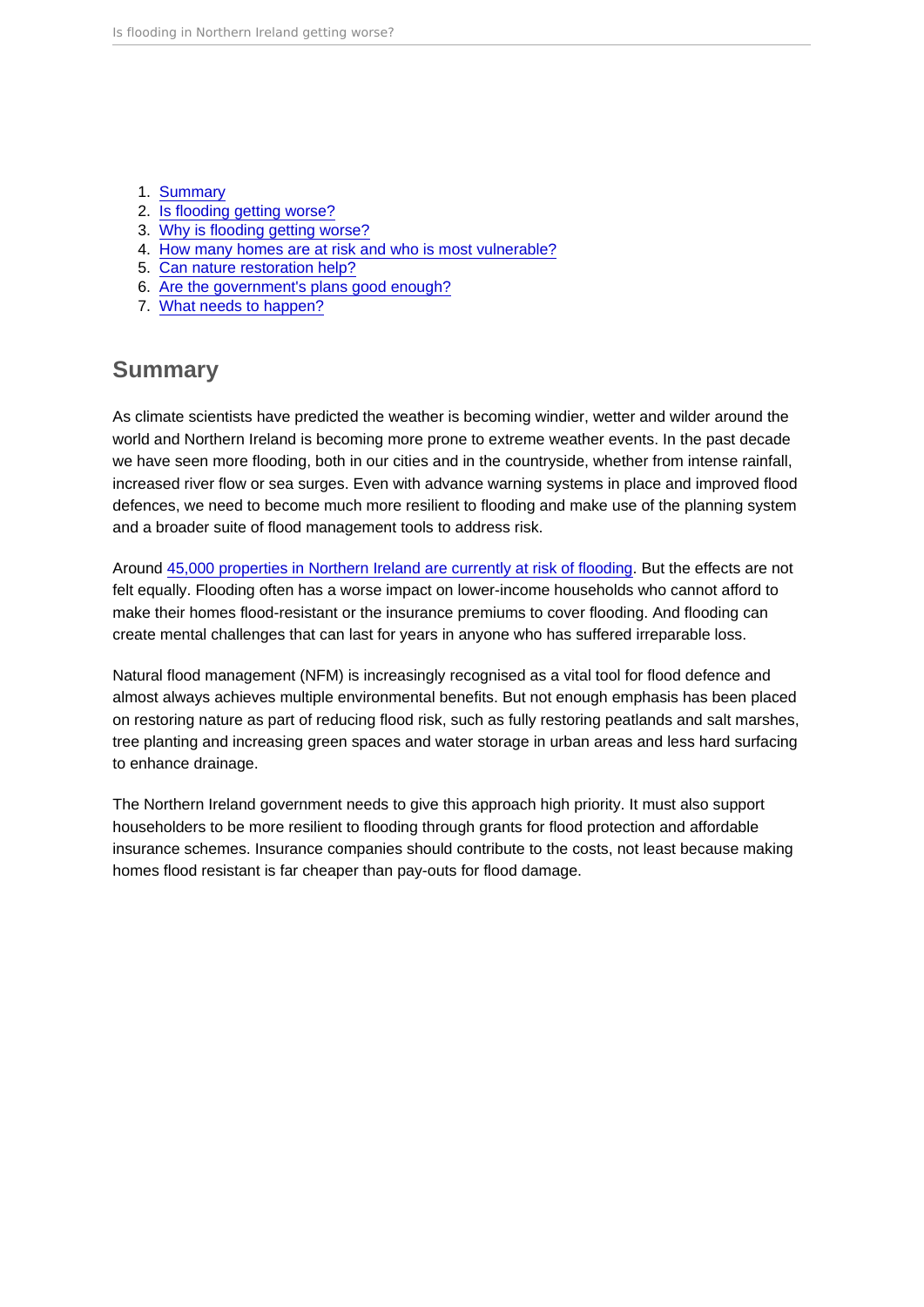1. [Summary]()
2. [Is flooding getting worse?]()
3. [Why is flooding getting worse?]()
4. [How many homes are at risk and who is most vulnerable?]()
5. [Can nature restoration help?]()
6. [Are the government's plans good enough?]()
7. [What needs to happen?]()

## Summary

As climate scientists have predicted the weather is becoming windier, wetter and wilder around the world and Northern Ireland is becoming more prone to extreme weather events. In the past decade we have seen more flooding, both in our cities and in the countryside, whether from intense rainfall, increased river flow or sea surges. Even with advance warning systems in place and improved flood defences, we need to become much more resilient to flooding and make use of the planning system and a broader suite of flood management tools to address risk.

Around [45,000 properties in Northern Ireland are currently at risk of flooding](). But the effects are not felt equally. Flooding often has a worse impact on lower-income households who cannot afford to make their homes flood-resistant or the insurance premiums to cover flooding. And flooding can create mental challenges that can last for years in anyone who has suffered irreparable loss.

Natural flood management (NFM) is increasingly recognised as a vital tool for flood defence and almost always achieves multiple environmental benefits. But not enough emphasis has been placed on restoring nature as part of reducing flood risk, such as fully restoring peatlands and salt marshes, tree planting and increasing green spaces and water storage in urban areas and less hard surfacing to enhance drainage.

The Northern Ireland government needs to give this approach high priority. It must also support householders to be more resilient to flooding through grants for flood protection and affordable insurance schemes. Insurance companies should contribute to the costs, not least because making homes flood resistant is far cheaper than pay-outs for flood damage.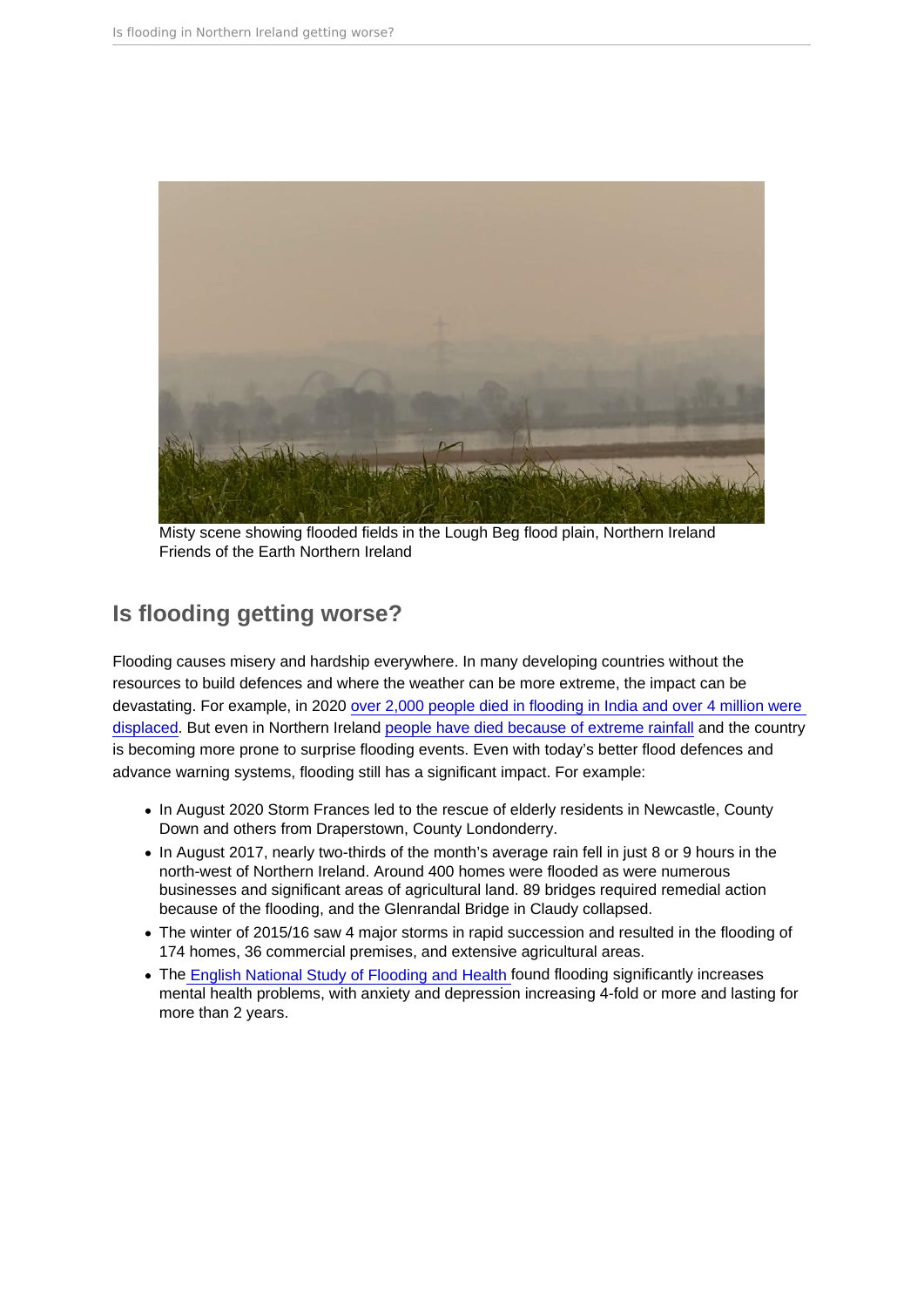Misty scene showing flooded fields in the Lough Beg flood plain, Northern Ireland
Friends of the Earth Northern Ireland

## Is flooding getting worse?

Flooding causes misery and hardship everywhere. In many developing countries without the resources to build defences and where the weather can be more extreme, the impact can be devastating. For example, in 2020 over 2,000 people died in flooding in India and over 4 million were displaced. But even in Northern Ireland people have died because of extreme rainfall and the country is becoming more prone to surprise flooding events. Even with today's better flood defences and advance warning systems, flooding still has a significant impact. For example:

- In August 2020 Storm Frances led to the rescue of elderly residents in Newcastle, County Down and others from Draperstown, County Londonderry.
- In August 2017, nearly two-thirds of the month's average rain fell in just 8 or 9 hours in the north-west of Northern Ireland. Around 400 homes were flooded as were numerous businesses and significant areas of agricultural land. 89 bridges required remedial action because of the flooding, and the Glenrandal Bridge in Claudy collapsed.
- The winter of 2015/16 saw 4 major storms in rapid succession and resulted in the flooding of 174 homes, 36 commercial premises, and extensive agricultural areas.
- The English National Study of Flooding and Health found flooding significantly increases mental health problems, with anxiety and depression increasing 4-fold or more and lasting for more than 2 years.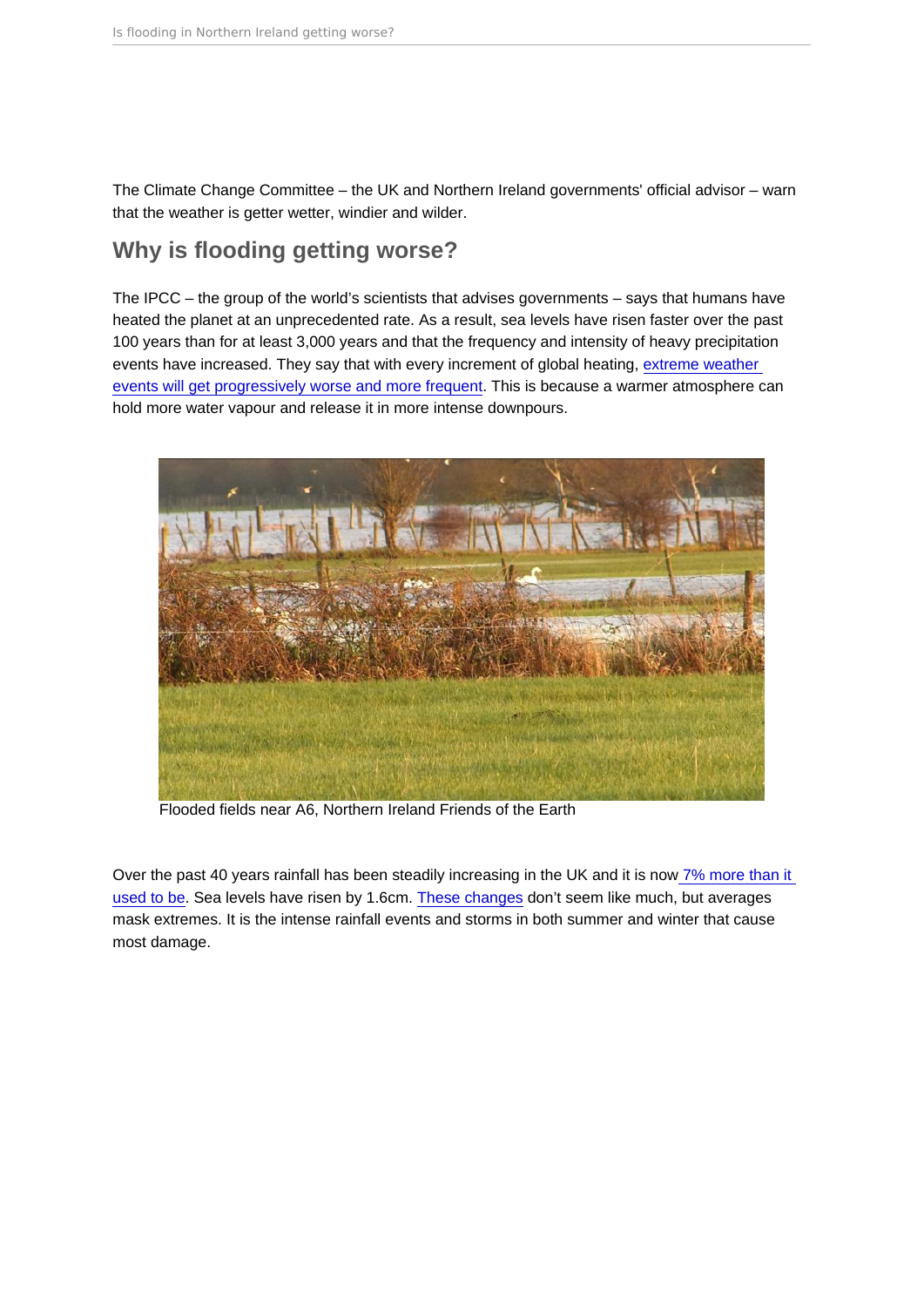The Climate Change Committee – the UK and Northern Ireland governments' official advisor – warn that the weather is getter wetter, windier and wilder.

## Why is flooding getting worse?

The IPCC – the group of the world's scientists that advises governments – says that humans have heated the planet at an unprecedented rate. As a result, sea levels have risen faster over the past 100 years than for at least 3,000 years and that the frequency and intensity of heavy precipitation events have increased. They say that with every increment of global heating, extreme weather events will get progressively worse and more frequent. This is because a warmer atmosphere can hold more water vapour and release it in more intense downpours.

Flooded fields near A6, Northern Ireland Friends of the Earth

Over the past 40 years rainfall has been steadily increasing in the UK and it is now 7% more than it used to be. Sea levels have risen by 1.6cm. These changes don't seem like much, but averages mask extremes. It is the intense rainfall events and storms in both summer and winter that cause most damage.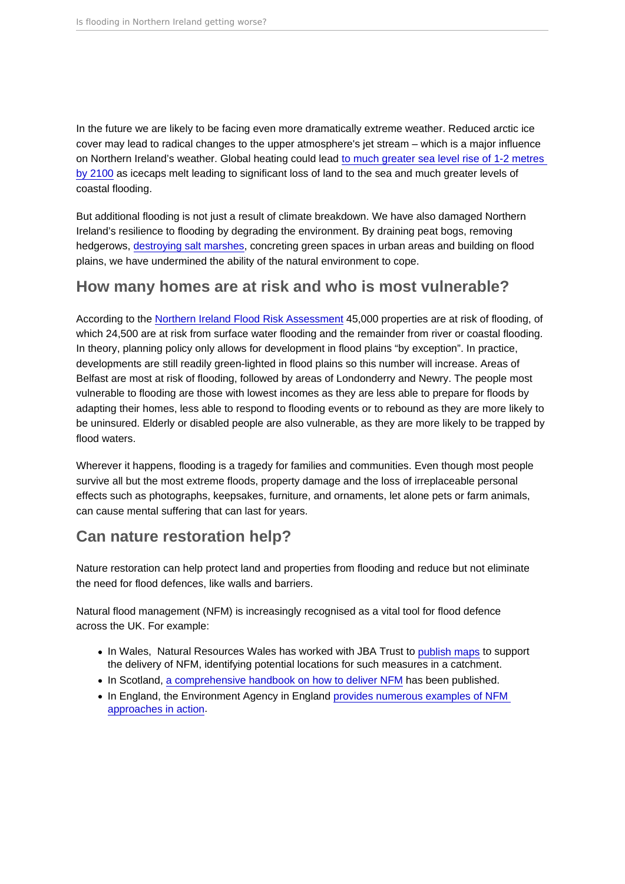In the future we are likely to be facing even more dramatically extreme weather. Reduced arctic ice cover may lead to radical changes to the upper atmosphere's jet stream – which is a major influence on Northern Ireland's weather. Global heating could lead to much greater sea level rise of 1-2 metres by 2100 as icecaps melt leading to significant loss of land to the sea and much greater levels of coastal flooding.

But additional flooding is not just a result of climate breakdown. We have also damaged Northern Ireland's resilience to flooding by degrading the environment. By draining peat bogs, removing hedgerows, destroying salt marshes, concreting green spaces in urban areas and building on flood plains, we have undermined the ability of the natural environment to cope.

## How many homes are at risk and who is most vulnerable?

According to the Northern Ireland Flood Risk Assessment 45,000 properties are at risk of flooding, of which 24,500 are at risk from surface water flooding and the remainder from river or coastal flooding. In theory, planning policy only allows for development in flood plains "by exception". In practice, developments are still readily green-lighted in flood plains so this number will increase. Areas of Belfast are most at risk of flooding, followed by areas of Londonderry and Newry. The people most vulnerable to flooding are those with lowest incomes as they are less able to prepare for floods by adapting their homes, less able to respond to flooding events or to rebound as they are more likely to be uninsured. Elderly or disabled people are also vulnerable, as they are more likely to be trapped by flood waters.

Wherever it happens, flooding is a tragedy for families and communities. Even though most people survive all but the most extreme floods, property damage and the loss of irreplaceable personal effects such as photographs, keepsakes, furniture, and ornaments, let alone pets or farm animals, can cause mental suffering that can last for years.

## Can nature restoration help?

Nature restoration can help protect land and properties from flooding and reduce but not eliminate the need for flood defences, like walls and barriers.

Natural flood management (NFM) is increasingly recognised as a vital tool for flood defence across the UK. For example:

- In Wales, Natural Resources Wales has worked with JBA Trust to publish maps to support the delivery of NFM, identifying potential locations for such measures in a catchment.
- In Scotland, a comprehensive handbook on how to deliver NFM has been published.
- In England, the Environment Agency in England provides numerous examples of NFM approaches in action.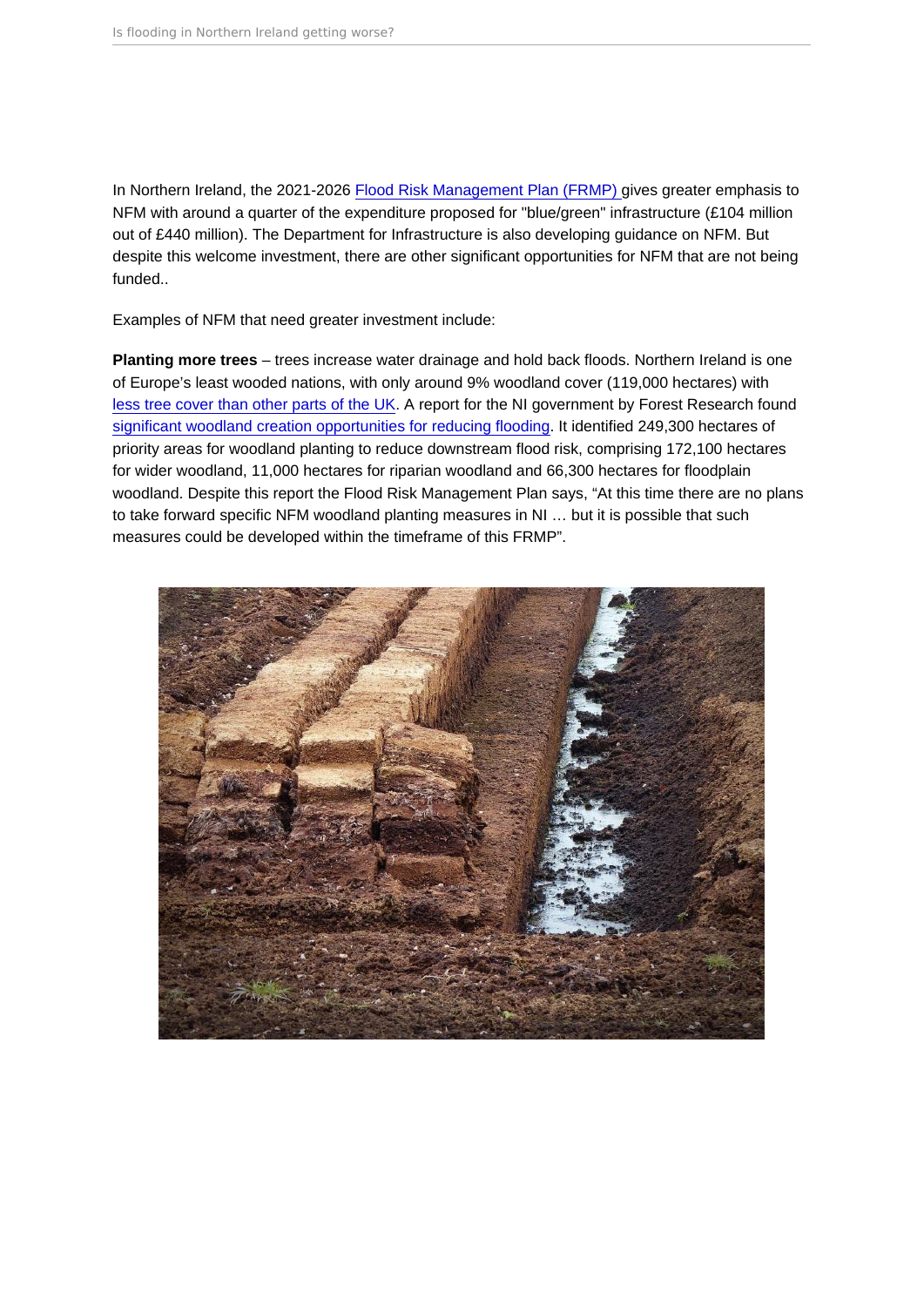In Northern Ireland, the 2021-2026 Flood Risk Management Plan (FRMP) gives greater emphasis to NFM with around a quarter of the expenditure proposed for "blue/green" infrastructure (£104 million out of £440 million). The Department for Infrastructure is also developing guidance on NFM. But despite this welcome investment, there are other significant opportunities for NFM that are not being funded..

Examples of NFM that need greater investment include:

**Planting more trees** – trees increase water drainage and hold back floods. Northern Ireland is one of Europe's least wooded nations, with only around 9% woodland cover (119,000 hectares) with less tree cover than other parts of the UK. A report for the NI government by Forest Research found significant woodland creation opportunities for reducing flooding. It identified 249,300 hectares of priority areas for woodland planting to reduce downstream flood risk, comprising 172,100 hectares for wider woodland, 11,000 hectares for riparian woodland and 66,300 hectares for floodplain woodland. Despite this report the Flood Risk Management Plan says, "At this time there are no plans to take forward specific NFM woodland planting measures in NI … but it is possible that such measures could be developed within the timeframe of this FRMP".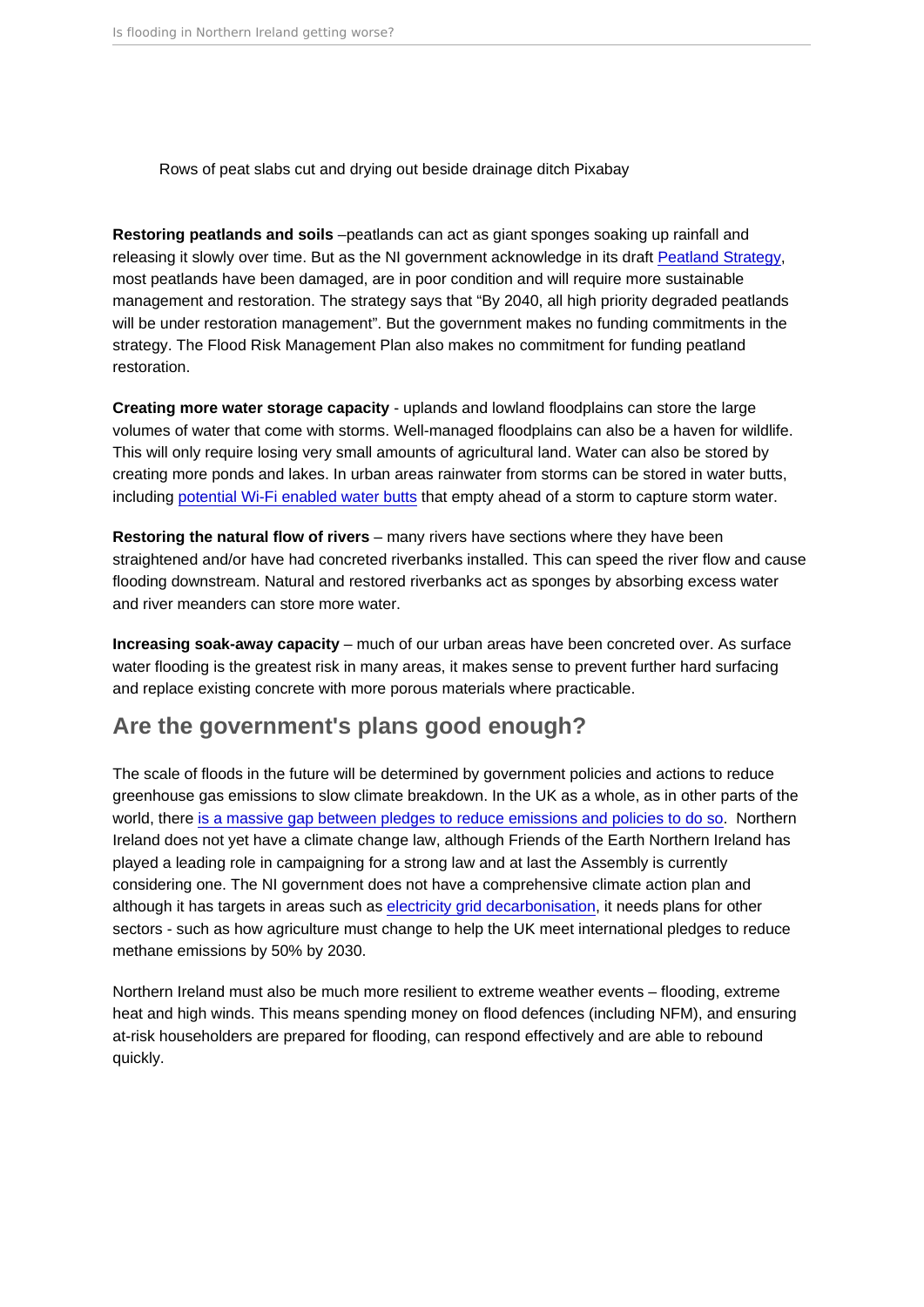Rows of peat slabs cut and drying out beside drainage ditch Pixabay

**Restoring peatlands and soils** –peatlands can act as giant sponges soaking up rainfall and releasing it slowly over time. But as the NI government acknowledge in its draft Peatland Strategy, most peatlands have been damaged, are in poor condition and will require more sustainable management and restoration. The strategy says that "By 2040, all high priority degraded peatlands will be under restoration management". But the government makes no funding commitments in the strategy. The Flood Risk Management Plan also makes no commitment for funding peatland restoration.

**Creating more water storage capacity** - uplands and lowland floodplains can store the large volumes of water that come with storms. Well-managed floodplains can also be a haven for wildlife. This will only require losing very small amounts of agricultural land. Water can also be stored by creating more ponds and lakes. In urban areas rainwater from storms can be stored in water butts, including potential Wi-Fi enabled water butts that empty ahead of a storm to capture storm water.

**Restoring the natural flow of rivers** – many rivers have sections where they have been straightened and/or have had concreted riverbanks installed. This can speed the river flow and cause flooding downstream. Natural and restored riverbanks act as sponges by absorbing excess water and river meanders can store more water.

**Increasing soak-away capacity** – much of our urban areas have been concreted over. As surface water flooding is the greatest risk in many areas, it makes sense to prevent further hard surfacing and replace existing concrete with more porous materials where practicable.

## Are the government's plans good enough?

The scale of floods in the future will be determined by government policies and actions to reduce greenhouse gas emissions to slow climate breakdown. In the UK as a whole, as in other parts of the world, there is a massive gap between pledges to reduce emissions and policies to do so. Northern Ireland does not yet have a climate change law, although Friends of the Earth Northern Ireland has played a leading role in campaigning for a strong law and at last the Assembly is currently considering one. The NI government does not have a comprehensive climate action plan and although it has targets in areas such as electricity grid decarbonisation, it needs plans for other sectors - such as how agriculture must change to help the UK meet international pledges to reduce methane emissions by 50% by 2030.

Northern Ireland must also be much more resilient to extreme weather events – flooding, extreme heat and high winds. This means spending money on flood defences (including NFM), and ensuring at-risk householders are prepared for flooding, can respond effectively and are able to rebound quickly.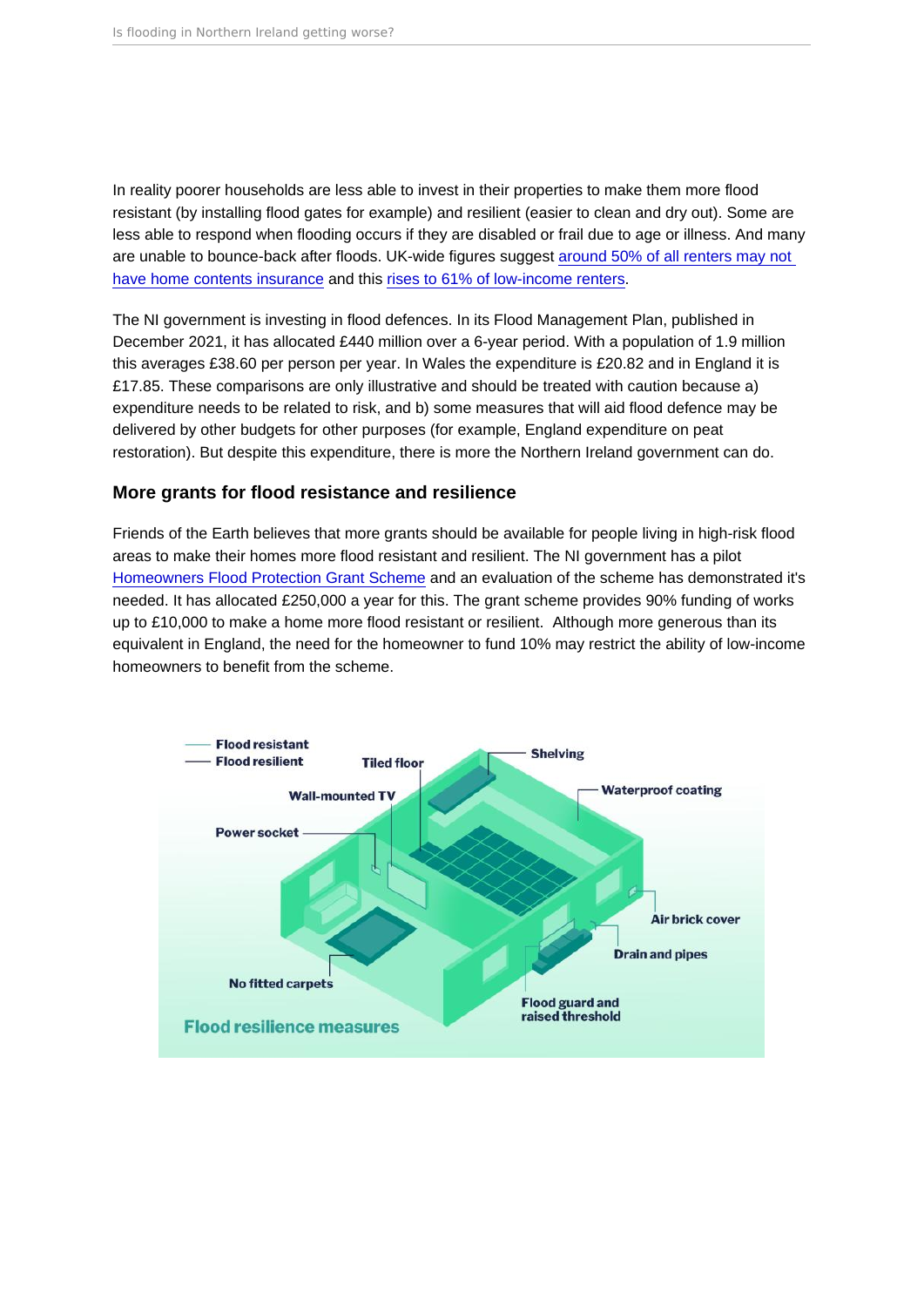In reality poorer households are less able to invest in their properties to make them more flood resistant (by installing flood gates for example) and resilient (easier to clean and dry out). Some are less able to respond when flooding occurs if they are disabled or frail due to age or illness. And many are unable to bounce-back after floods. UK-wide figures suggest around 50% of all renters may not have home contents insurance and this rises to 61% of low-income renters.

The NI government is investing in flood defences. In its Flood Management Plan, published in December 2021, it has allocated £440 million over a 6-year period. With a population of 1.9 million this averages £38.60 per person per year. In Wales the expenditure is £20.82 and in England it is £17.85. These comparisons are only illustrative and should be treated with caution because a) expenditure needs to be related to risk, and b) some measures that will aid flood defence may be delivered by other budgets for other purposes (for example, England expenditure on peat restoration). But despite this expenditure, there is more the Northern Ireland government can do.

### More grants for flood resistance and resilience

Friends of the Earth believes that more grants should be available for people living in high-risk flood areas to make their homes more flood resistant and resilient. The NI government has a pilot Homeowners Flood Protection Grant Scheme and an evaluation of the scheme has demonstrated it's needed. It has allocated £250,000 a year for this. The grant scheme provides 90% funding of works up to £10,000 to make a home more flood resistant or resilient. Although more generous than its equivalent in England, the need for the homeowner to fund 10% may restrict the ability of low-income homeowners to benefit from the scheme.

Flood resilience measures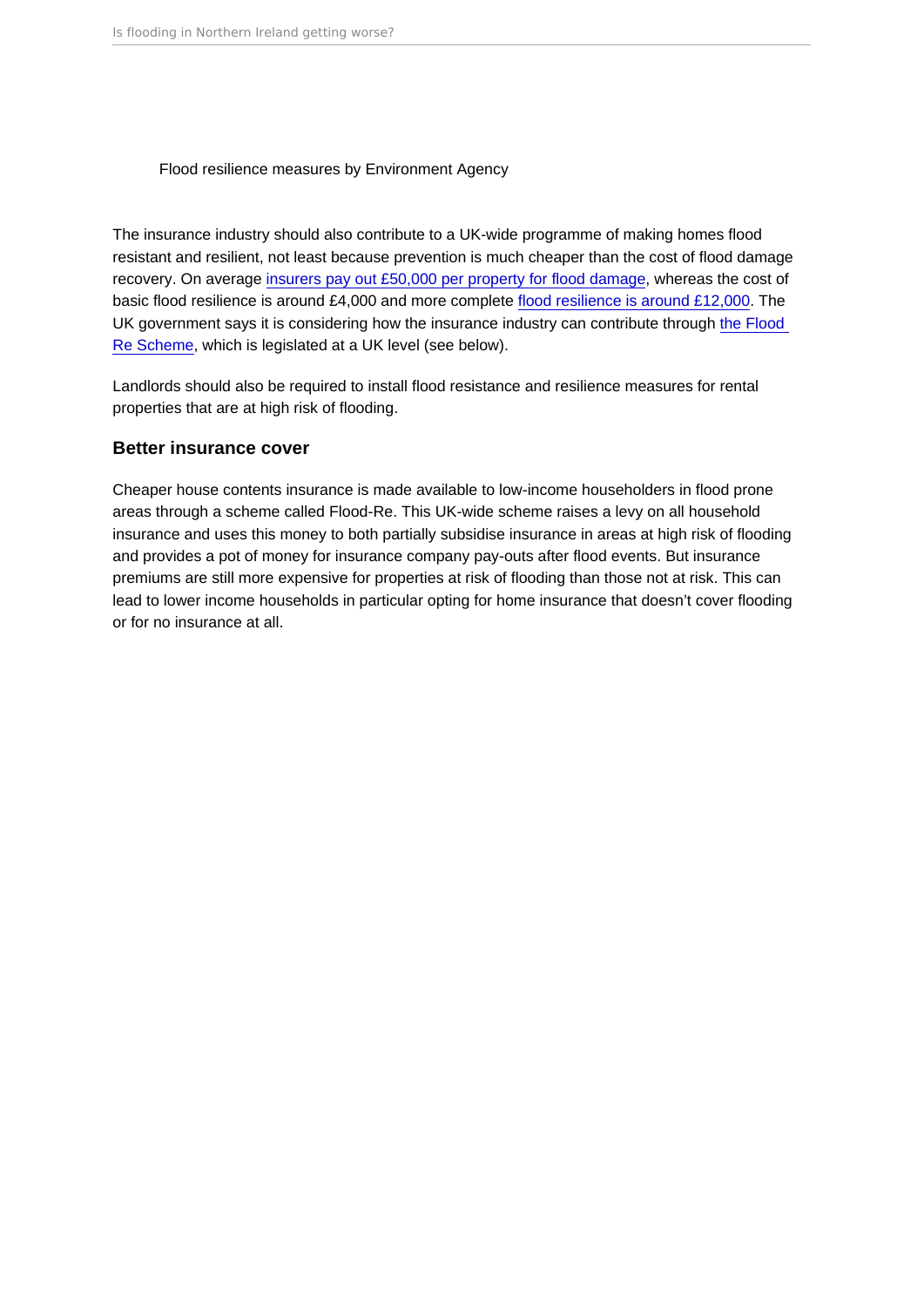Flood resilience measures by Environment Agency

The insurance industry should also contribute to a UK-wide programme of making homes flood resistant and resilient, not least because prevention is much cheaper than the cost of flood damage recovery. On average insurers pay out £50,000 per property for flood damage, whereas the cost of basic flood resilience is around £4,000 and more complete flood resilience is around £12,000. The UK government says it is considering how the insurance industry can contribute through the Flood Re Scheme, which is legislated at a UK level (see below).

Landlords should also be required to install flood resistance and resilience measures for rental properties that are at high risk of flooding.

### Better insurance cover

Cheaper house contents insurance is made available to low-income householders in flood prone areas through a scheme called Flood-Re. This UK-wide scheme raises a levy on all household insurance and uses this money to both partially subsidise insurance in areas at high risk of flooding and provides a pot of money for insurance company pay-outs after flood events. But insurance premiums are still more expensive for properties at risk of flooding than those not at risk. This can lead to lower income households in particular opting for home insurance that doesn't cover flooding or for no insurance at all.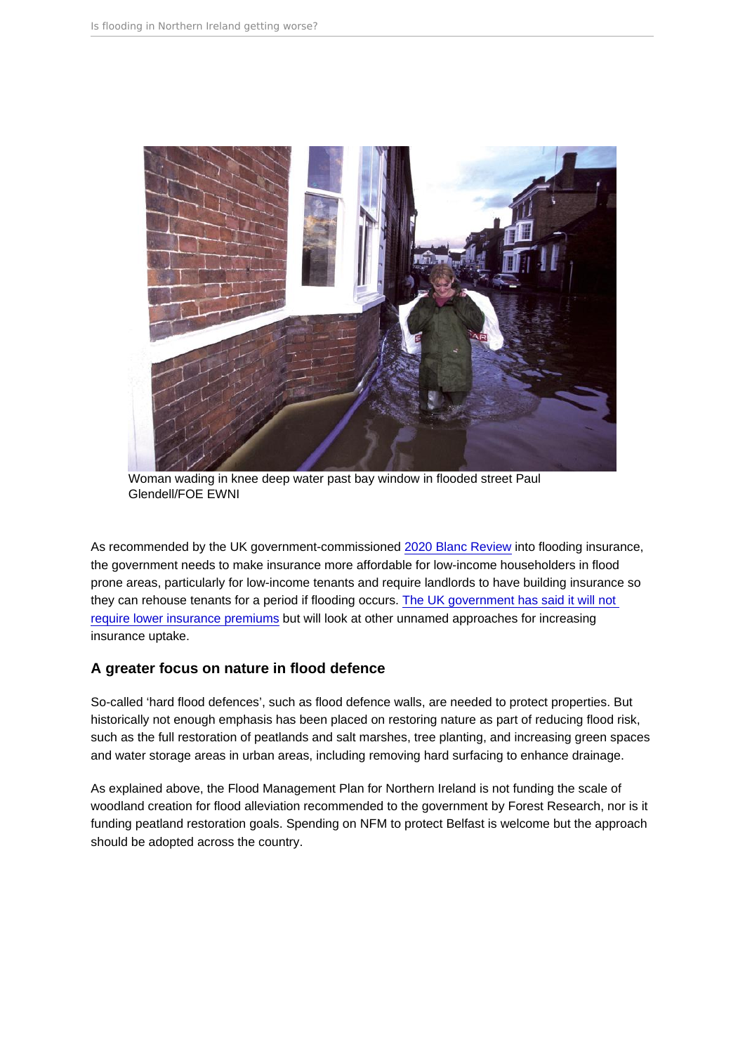Woman wading in knee deep water past bay window in flooded street Paul Glendell/FOE EWNI

As recommended by the UK government-commissioned 2020 Blanc Review into flooding insurance, the government needs to make insurance more affordable for low-income householders in flood prone areas, particularly for low-income tenants and require landlords to have building insurance so they can rehouse tenants for a period if flooding occurs. The UK government has said it will not require lower insurance premiums but will look at other unnamed approaches for increasing insurance uptake.

## A greater focus on nature in flood defence

So-called 'hard flood defences', such as flood defence walls, are needed to protect properties. But historically not enough emphasis has been placed on restoring nature as part of reducing flood risk, such as the full restoration of peatlands and salt marshes, tree planting, and increasing green spaces and water storage areas in urban areas, including removing hard surfacing to enhance drainage.

As explained above, the Flood Management Plan for Northern Ireland is not funding the scale of woodland creation for flood alleviation recommended to the government by Forest Research, nor is it funding peatland restoration goals. Spending on NFM to protect Belfast is welcome but the approach should be adopted across the country.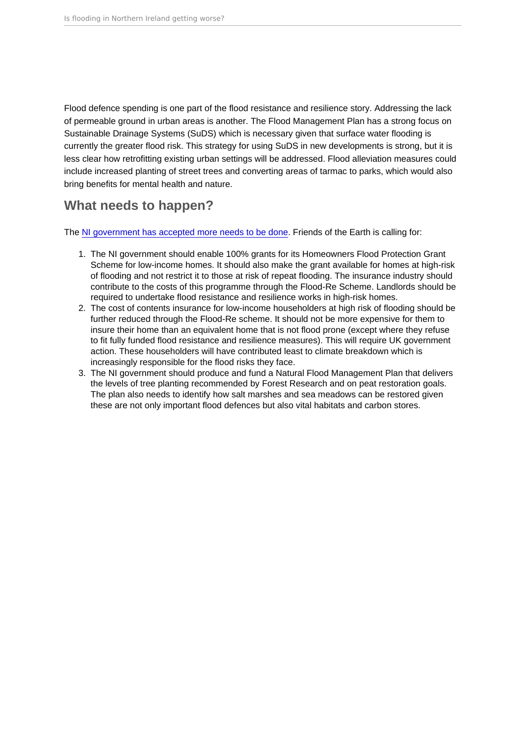Flood defence spending is one part of the flood resistance and resilience story. Addressing the lack of permeable ground in urban areas is another. The Flood Management Plan has a strong focus on Sustainable Drainage Systems (SuDS) which is necessary given that surface water flooding is currently the greater flood risk. This strategy for using SuDS in new developments is strong, but it is less clear how retrofitting existing urban settings will be addressed. Flood alleviation measures could include increased planting of street trees and converting areas of tarmac to parks, which would also bring benefits for mental health and nature.

## What needs to happen?

The NI government has accepted more needs to be done. Friends of the Earth is calling for:

1. The NI government should enable 100% grants for its Homeowners Flood Protection Grant Scheme for low-income homes. It should also make the grant available for homes at high-risk of flooding and not restrict it to those at risk of repeat flooding. The insurance industry should contribute to the costs of this programme through the Flood-Re Scheme. Landlords should be required to undertake flood resistance and resilience works in high-risk homes.
2. The cost of contents insurance for low-income householders at high risk of flooding should be further reduced through the Flood-Re scheme. It should not be more expensive for them to insure their home than an equivalent home that is not flood prone (except where they refuse to fit fully funded flood resistance and resilience measures). This will require UK government action. These householders will have contributed least to climate breakdown which is increasingly responsible for the flood risks they face.
3. The NI government should produce and fund a Natural Flood Management Plan that delivers the levels of tree planting recommended by Forest Research and on peat restoration goals. The plan also needs to identify how salt marshes and sea meadows can be restored given these are not only important flood defences but also vital habitats and carbon stores.